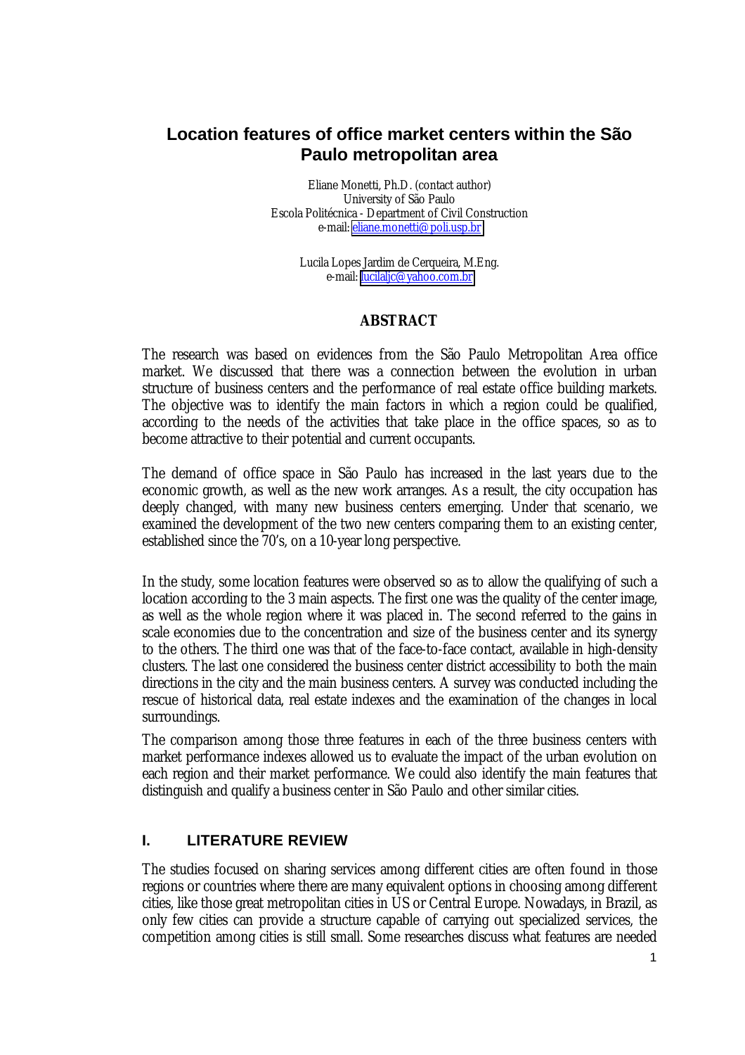# Location features of office market centers within the São Paulo metropolitan area

Eliane Monetti, Ph.D. (contact author)
University of São Paulo
Escola Politécnica - Department of Civil Construction
e-mail: eliane.monetti@poli.usp.br

Lucila Lopes Jardim de Cerqueira, M.Eng.
e-mail: lucilaljc@yahoo.com.br

## ABSTRACT

The research was based on evidences from the São Paulo Metropolitan Area office market. We discussed that there was a connection between the evolution in urban structure of business centers and the performance of real estate office building markets. The objective was to identify the main factors in which a region could be qualified, according to the needs of the activities that take place in the office spaces, so as to become attractive to their potential and current occupants.

The demand of office space in São Paulo has increased in the last years due to the economic growth, as well as the new work arranges. As a result, the city occupation has deeply changed, with many new business centers emerging. Under that scenario, we examined the development of the two new centers comparing them to an existing center, established since the 70's, on a 10-year long perspective.

In the study, some location features were observed so as to allow the qualifying of such a location according to the 3 main aspects. The first one was the quality of the center image, as well as the whole region where it was placed in. The second referred to the gains in scale economies due to the concentration and size of the business center and its synergy to the others. The third one was that of the face-to-face contact, available in high-density clusters. The last one considered the business center district accessibility to both the main directions in the city and the main business centers. A survey was conducted including the rescue of historical data, real estate indexes and the examination of the changes in local surroundings.

The comparison among those three features in each of the three business centers with market performance indexes allowed us to evaluate the impact of the urban evolution on each region and their market performance. We could also identify the main features that distinguish and qualify a business center in São Paulo and other similar cities.

## I. LITERATURE REVIEW

The studies focused on sharing services among different cities are often found in those regions or countries where there are many equivalent options in choosing among different cities, like those great metropolitan cities in US or Central Europe. Nowadays, in Brazil, as only few cities can provide a structure capable of carrying out specialized services, the competition among cities is still small. Some researches discuss what features are needed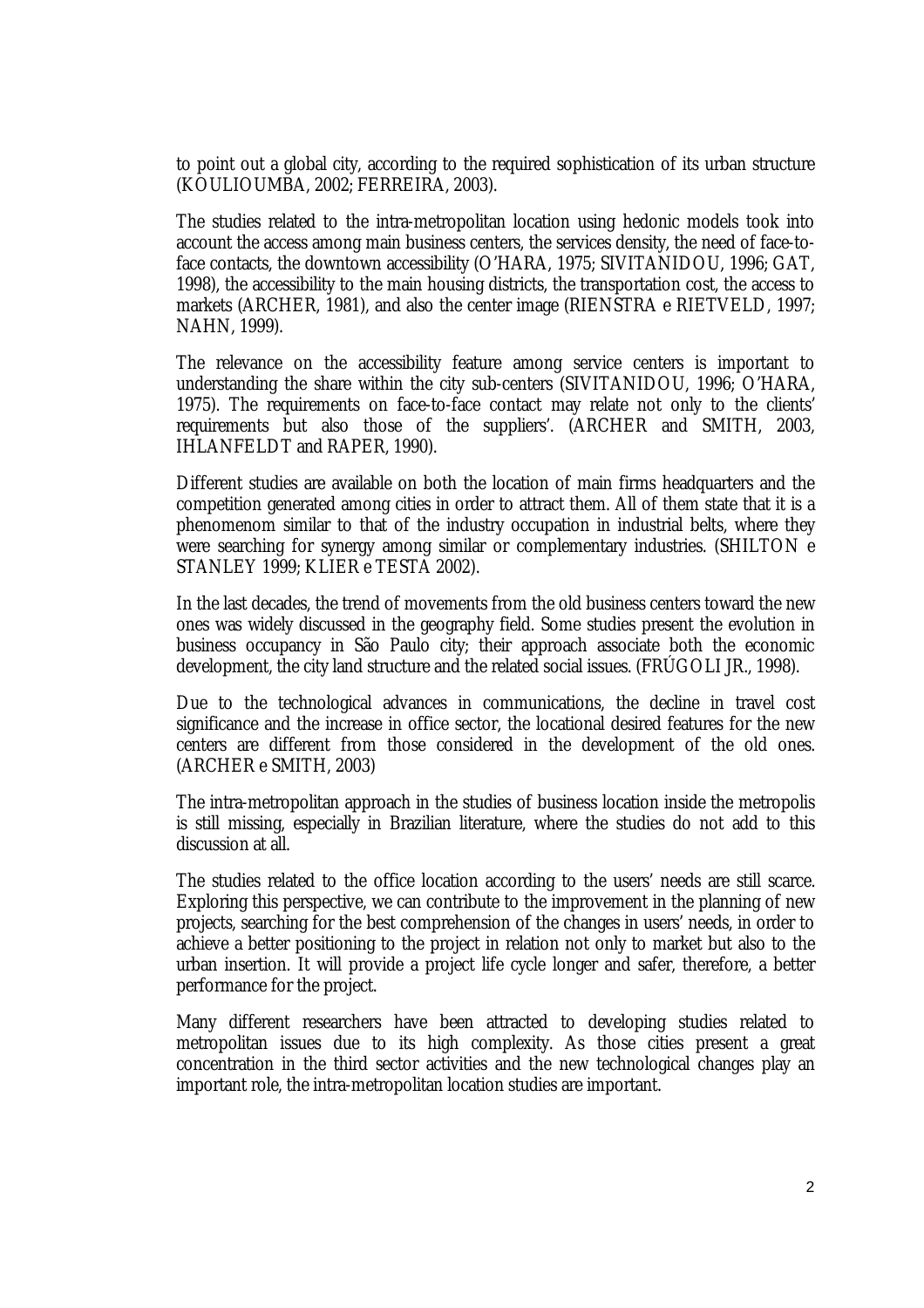to point out a global city, according to the required sophistication of its urban structure (KOULIOUMBA, 2002; FERREIRA, 2003).

The studies related to the intra-metropolitan location using hedonic models took into account the access among main business centers, the services density, the need of face-to-face contacts, the downtown accessibility (O'HARA, 1975; SIVITANIDOU, 1996; GAT, 1998), the accessibility to the main housing districts, the transportation cost, the access to markets (ARCHER, 1981), and also the center image (RIENSTRA e RIETVELD, 1997; NAHN, 1999).

The relevance on the accessibility feature among service centers is important to understanding the share within the city sub-centers (SIVITANIDOU, 1996; O'HARA, 1975). The requirements on face-to-face contact may relate not only to the clients' requirements but also those of the suppliers'. (ARCHER and SMITH, 2003, IHLANFELDT and RAPER, 1990).

Different studies are available on both the location of main firms headquarters and the competition generated among cities in order to attract them. All of them state that it is a phenomenom similar to that of the industry occupation in industrial belts, where they were searching for synergy among similar or complementary industries. (SHILTON e STANLEY 1999; KLIER e TESTA 2002).

In the last decades, the trend of movements from the old business centers toward the new ones was widely discussed in the geography field. Some studies present the evolution in business occupancy in São Paulo city; their approach associate both the economic development, the city land structure and the related social issues. (FRÚGOLI JR., 1998).

Due to the technological advances in communications, the decline in travel cost significance and the increase in office sector, the locational desired features for the new centers are different from those considered in the development of the old ones. (ARCHER e SMITH, 2003)

The intra-metropolitan approach in the studies of business location inside the metropolis is still missing, especially in Brazilian literature, where the studies do not add to this discussion at all.

The studies related to the office location according to the users' needs are still scarce. Exploring this perspective, we can contribute to the improvement in the planning of new projects, searching for the best comprehension of the changes in users' needs, in order to achieve a better positioning to the project in relation not only to market but also to the urban insertion. It will provide a project life cycle longer and safer, therefore, a better performance for the project.

Many different researchers have been attracted to developing studies related to metropolitan issues due to its high complexity. As those cities present a great concentration in the third sector activities and the new technological changes play an important role, the intra-metropolitan location studies are important.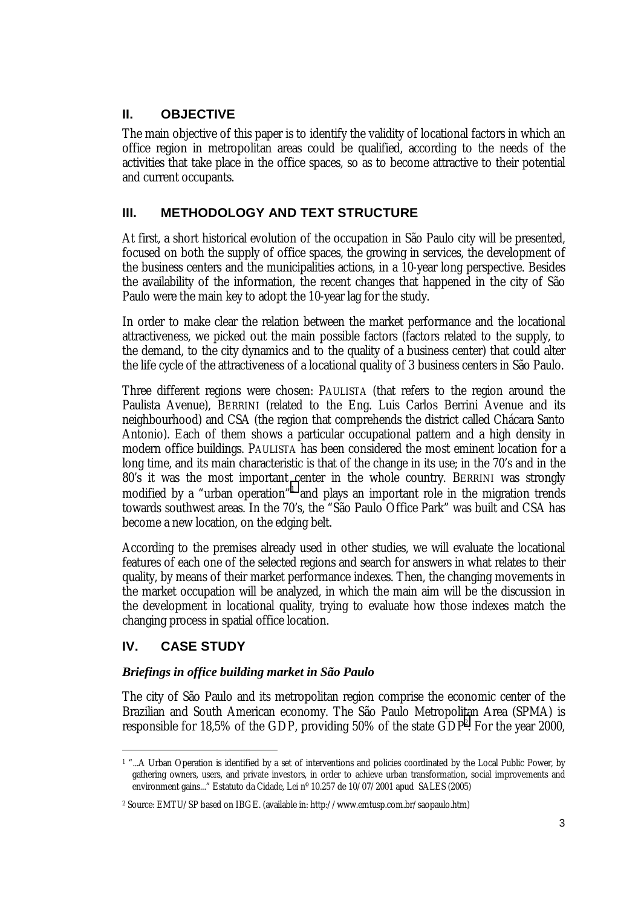## II. OBJECTIVE

The main objective of this paper is to identify the validity of locational factors in which an office region in metropolitan areas could be qualified, according to the needs of the activities that take place in the office spaces, so as to become attractive to their potential and current occupants.

## III. METHODOLOGY AND TEXT STRUCTURE

At first, a short historical evolution of the occupation in São Paulo city will be presented, focused on both the supply of office spaces, the growing in services, the development of the business centers and the municipalities actions, in a 10-year long perspective. Besides the availability of the information, the recent changes that happened in the city of São Paulo were the main key to adopt the 10-year lag for the study.

In order to make clear the relation between the market performance and the locational attractiveness, we picked out the main possible factors (factors related to the supply, to the demand, to the city dynamics and to the quality of a business center) that could alter the life cycle of the attractiveness of a locational quality of 3 business centers in São Paulo.

Three different regions were chosen: PAULISTA (that refers to the region around the Paulista Avenue), BERRINI (related to the Eng. Luis Carlos Berrini Avenue and its neighbourhood) and CSA (the region that comprehends the district called Chácara Santo Antonio). Each of them shows a particular occupational pattern and a high density in modern office buildings. PAULISTA has been considered the most eminent location for a long time, and its main characteristic is that of the change in its use; in the 70's and in the 80's it was the most important center in the whole country. BERRINI was strongly modified by a "urban operation"[1] and plays an important role in the migration trends towards southwest areas. In the 70's, the "São Paulo Office Park" was built and CSA has become a new location, on the edging belt.

According to the premises already used in other studies, we will evaluate the locational features of each one of the selected regions and search for answers in what relates to their quality, by means of their market performance indexes. Then, the changing movements in the market occupation will be analyzed, in which the main aim will be the discussion in the development in locational quality, trying to evaluate how those indexes match the changing process in spatial office location.

## IV. CASE STUDY

### *Briefings in office building market in São Paulo*

The city of São Paulo and its metropolitan region comprise the economic center of the Brazilian and South American economy. The São Paulo Metropolitan Area (SPMA) is responsible for 18,5% of the GDP, providing 50% of the state GDP[2]. For the year 2000,

---

[1] "...A Urban Operation is identified by a set of interventions and policies coordinated by the Local Public Power, by gathering owners, users, and private investors, in order to achieve urban transformation, social improvements and environment gains..." Estatuto da Cidade, Lei nº 10.257 de 10/07/2001 apud SALES (2005)

[2] Source: EMTU/SP based on IBGE. (available in: http://www.emtusp.com.br/saopaulo.htm)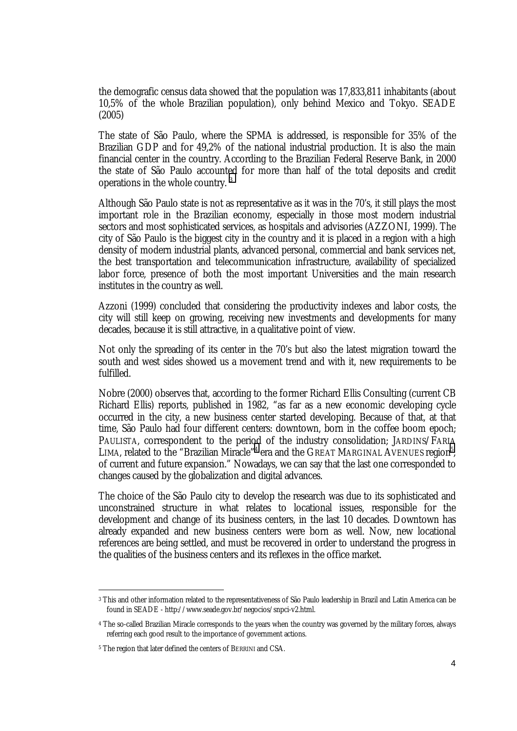the demografic census data showed that the population was 17,833,811 inhabitants (about 10,5% of the whole Brazilian population), only behind Mexico and Tokyo. SEADE (2005)

The state of São Paulo, where the SPMA is addressed, is responsible for 35% of the Brazilian GDP and for 49,2% of the national industrial production. It is also the main financial center in the country. According to the Brazilian Federal Reserve Bank, in 2000 the state of São Paulo accounted for more than half of the total deposits and credit operations in the whole country. [3]

Although São Paulo state is not as representative as it was in the 70's, it still plays the most important role in the Brazilian economy, especially in those most modern industrial sectors and most sophisticated services, as hospitals and advisories (AZZONI, 1999). The city of São Paulo is the biggest city in the country and it is placed in a region with a high density of modern industrial plants, advanced personal, commercial and bank services net, the best transportation and telecommunication infrastructure, availability of specialized labor force, presence of both the most important Universities and the main research institutes in the country as well.

Azzoni (1999) concluded that considering the productivity indexes and labor costs, the city will still keep on growing, receiving new investments and developments for many decades, because it is still attractive, in a qualitative point of view.

Not only the spreading of its center in the 70's but also the latest migration toward the south and west sides showed us a movement trend and with it, new requirements to be fulfilled.

Nobre (2000) observes that, according to the former Richard Ellis Consulting (current CB Richard Ellis) reports, published in 1982, "as far as a new economic developing cycle occurred in the city, a new business center started developing. Because of that, at that time, São Paulo had four different centers: downtown, born in the coffee boom epoch; PAULISTA, correspondent to the period of the industry consolidation; JARDINS/FARIA LIMA, related to the "Brazilian Miracle"[4] era and the GREAT MARGINAL AVENUES region[5], of current and future expansion." Nowadays, we can say that the last one corresponded to changes caused by the globalization and digital advances.

The choice of the São Paulo city to develop the research was due to its sophisticated and unconstrained structure in what relates to locational issues, responsible for the development and change of its business centers, in the last 10 decades. Downtown has already expanded and new business centers were born as well. Now, new locational references are being settled, and must be recovered in order to understand the progress in the qualities of the business centers and its reflexes in the office market.

---

[3] This and other information related to the representativeness of São Paulo leadership in Brazil and Latin America can be found in SEADE - http://www.seade.gov.br/negocios/snpci-v2.html.

[4] The so-called Brazilian Miracle corresponds to the years when the country was governed by the military forces, always referring each good result to the importance of government actions.

[5] The region that later defined the centers of BERRINI and CSA.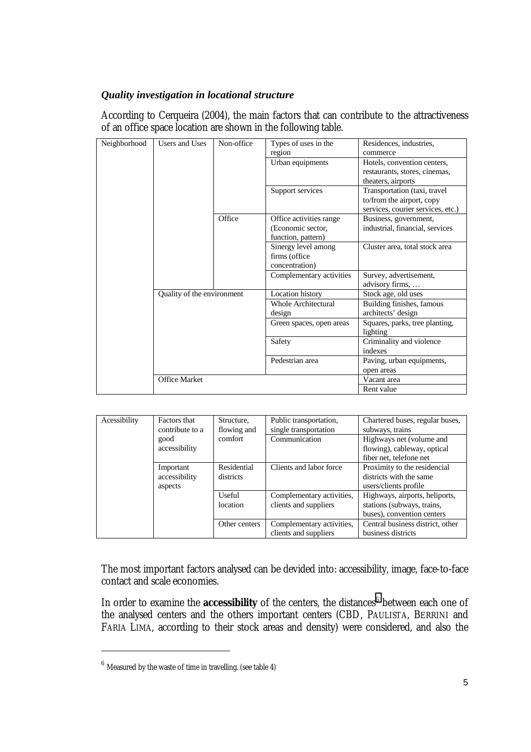### *Quality investigation in locational structure*

According to Cerqueira (2004), the main factors that can contribute to the attractiveness of an office space location are shown in the following table.

| Neighborhood | Users and Uses | Non-office | Types of uses in the region | Residences, industries, commerce |
|---|---|---|---|---|
| | | | Urban equipments | Hotels, convention centers, restaurants, stores, cinemas, theaters, airports |
| | | | Support services | Transportation (taxi, travel to/from the airport, copy services, courier services, etc.) |
| | | Office | Office activities range (Economic sector, function, pattern) | Business, government, industrial, financial, services |
| | | | Sinergy level among firms (office concentration) | Cluster area, total stock area |
| | | | Complementary activities | Survey, advertisement, advisory firms, … |
| | Quality of the environment | | Location history | Stock age, old uses |
| | | | Whole Architectural design | Building finishes, famous architects' design |
| | | | Green spaces, open areas | Squares, parks, tree planting, lighting |
| | | | Safety | Criminality and violence indexes |
| | | | Pedestrian area | Paving, urban equipments, open areas |
| | Office Market | | | Vacant area |
| | | | | Rent value |

| Acessibility | Factors that contribute to a good accessibility | Structure, flowing and comfort | Public transportation, single transportation | Chartered buses, regular buses, subways, trains |
|---|---|---|---|---|
| | | | Communication | Highways net (volume and flowing), cableway, optical fiber net, telefone net |
| | Important accessibility aspects | Residential districts | Clients and labor force | Proximity to the residencial districts with the same users/clients profile |
| | | Useful location | Complementary activities, clients and suppliers | Highways, airports, heliports, stations (subways, trains, buses), convention centers |
| | | Other centers | Complementary activities, clients and suppliers | Central business district, other business districts |

The most important factors analysed can be devided into: accessibility, image, face-to-face contact and scale economies.

In order to examine the **accessibility** of the centers, the distances[6] between each one of the analysed centers and the others important centers (CBD, PAULISTA, BERRINI and FARIA LIMA, according to their stock areas and density) were considered, and also the

[6] Measured by the waste of time in travelling. (see table 4)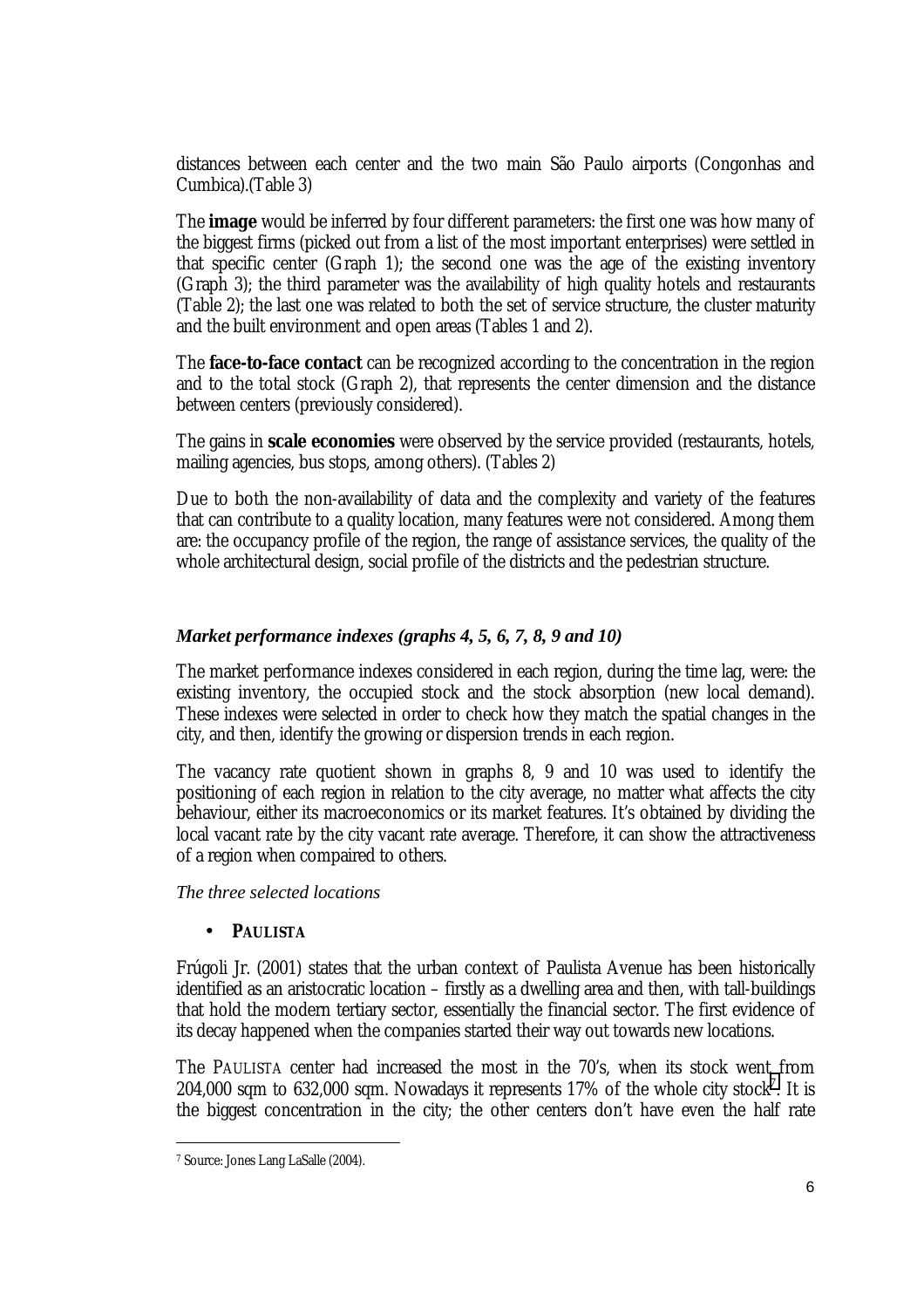distances between each center and the two main São Paulo airports (Congonhas and Cumbica).(Table 3)

The **image** would be inferred by four different parameters: the first one was how many of the biggest firms (picked out from a list of the most important enterprises) were settled in that specific center (Graph 1); the second one was the age of the existing inventory (Graph 3); the third parameter was the availability of high quality hotels and restaurants (Table 2); the last one was related to both the set of service structure, the cluster maturity and the built environment and open areas (Tables 1 and 2).

The **face-to-face contact** can be recognized according to the concentration in the region and to the total stock (Graph 2), that represents the center dimension and the distance between centers (previously considered).

The gains in **scale economies** were observed by the service provided (restaurants, hotels, mailing agencies, bus stops, among others). (Tables 2)

Due to both the non-availability of data and the complexity and variety of the features that can contribute to a quality location, many features were not considered. Among them are: the occupancy profile of the region, the range of assistance services, the quality of the whole architectural design, social profile of the districts and the pedestrian structure.

### *Market performance indexes (graphs 4, 5, 6, 7, 8, 9 and 10)*

The market performance indexes considered in each region, during the time lag, were: the existing inventory, the occupied stock and the stock absorption (new local demand). These indexes were selected in order to check how they match the spatial changes in the city, and then, identify the growing or dispersion trends in each region.

The vacancy rate quotient shown in graphs 8, 9 and 10 was used to identify the positioning of each region in relation to the city average, no matter what affects the city behaviour, either its macroeconomics or its market features. It's obtained by dividing the local vacant rate by the city vacant rate average. Therefore, it can show the attractiveness of a region when compaired to others.

*The three selected locations*

- **PAULISTA**

Frúgoli Jr. (2001) states that the urban context of Paulista Avenue has been historically identified as an aristocratic location – firstly as a dwelling area and then, with tall-buildings that hold the modern tertiary sector, essentially the financial sector. The first evidence of its decay happened when the companies started their way out towards new locations.

The PAULISTA center had increased the most in the 70's, when its stock went from 204,000 sqm to 632,000 sqm. Nowadays it represents 17% of the whole city stock[7]. It is the biggest concentration in the city; the other centers don't have even the half rate

[7] Source: Jones Lang LaSalle (2004).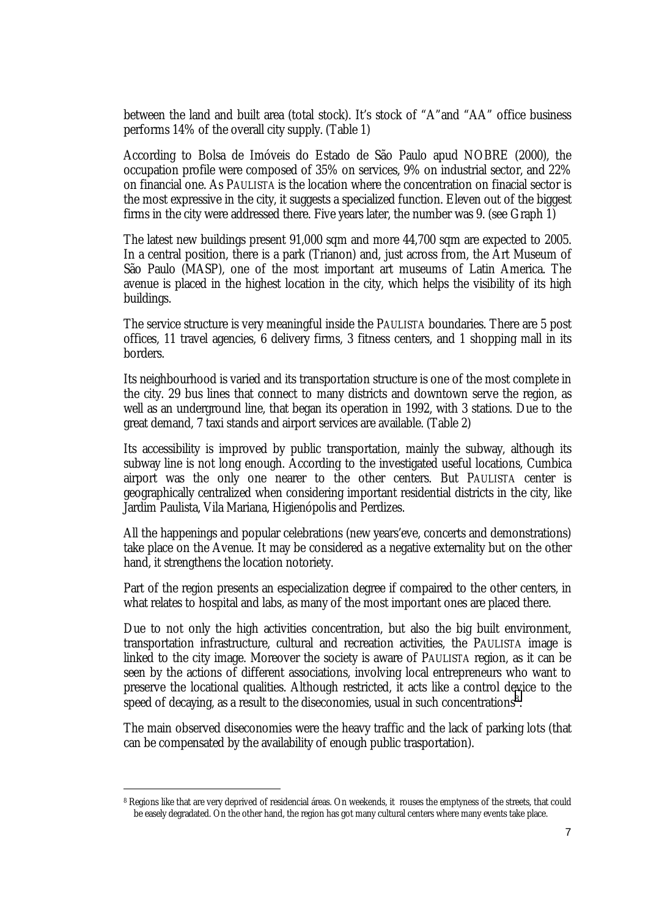between the land and built area (total stock). It's stock of "A"and "AA" office business performs 14% of the overall city supply. (Table 1)

According to Bolsa de Imóveis do Estado de São Paulo apud NOBRE (2000), the occupation profile were composed of 35% on services, 9% on industrial sector, and 22% on financial one. As PAULISTA is the location where the concentration on finacial sector is the most expressive in the city, it suggests a specialized function. Eleven out of the biggest firms in the city were addressed there. Five years later, the number was 9. (see Graph 1)

The latest new buildings present 91,000 sqm and more 44,700 sqm are expected to 2005. In a central position, there is a park (Trianon) and, just across from, the Art Museum of São Paulo (MASP), one of the most important art museums of Latin America. The avenue is placed in the highest location in the city, which helps the visibility of its high buildings.

The service structure is very meaningful inside the PAULISTA boundaries. There are 5 post offices, 11 travel agencies, 6 delivery firms, 3 fitness centers, and 1 shopping mall in its borders.

Its neighbourhood is varied and its transportation structure is one of the most complete in the city. 29 bus lines that connect to many districts and downtown serve the region, as well as an underground line, that began its operation in 1992, with 3 stations. Due to the great demand, 7 taxi stands and airport services are available. (Table 2)

Its accessibility is improved by public transportation, mainly the subway, although its subway line is not long enough. According to the investigated useful locations, Cumbica airport was the only one nearer to the other centers. But PAULISTA center is geographically centralized when considering important residential districts in the city, like Jardim Paulista, Vila Mariana, Higienópolis and Perdizes.

All the happenings and popular celebrations (new years'eve, concerts and demonstrations) take place on the Avenue. It may be considered as a negative externality but on the other hand, it strengthens the location notoriety.

Part of the region presents an especialization degree if compaired to the other centers, in what relates to hospital and labs, as many of the most important ones are placed there.

Due to not only the high activities concentration, but also the big built environment, transportation infrastructure, cultural and recreation activities, the PAULISTA image is linked to the city image. Moreover the society is aware of PAULISTA region, as it can be seen by the actions of different associations, involving local entrepreneurs who want to preserve the locational qualities. Although restricted, it acts like a control device to the speed of decaying, as a result to the diseconomies, usual in such concentrations[8].

The main observed diseconomies were the heavy traffic and the lack of parking lots (that can be compensated by the availability of enough public trasportation).

[8] Regions like that are very deprived of residencial áreas. On weekends, it rouses the emptyness of the streets, that could be easely degradated. On the other hand, the region has got many cultural centers where many events take place.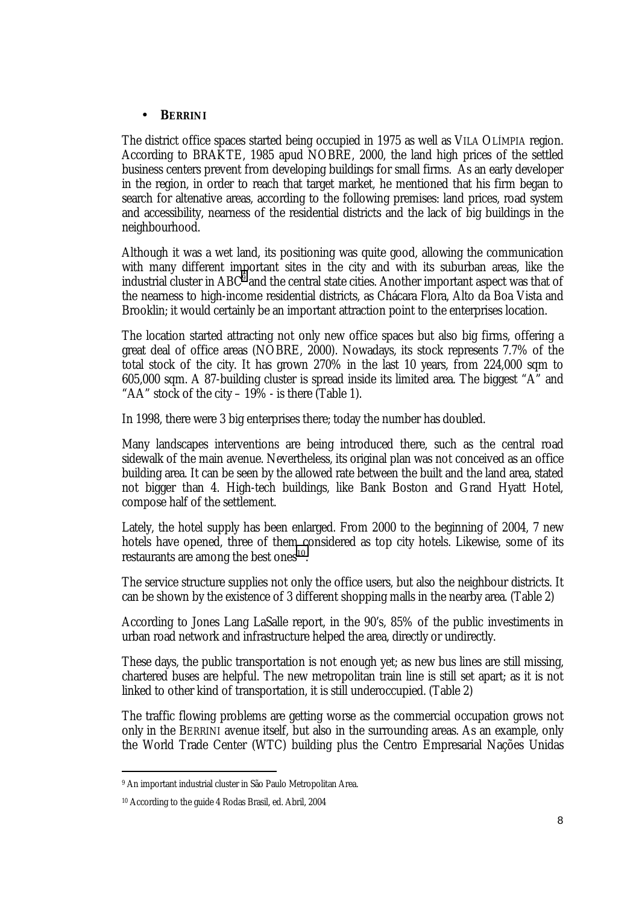- **BERRINI**

The district office spaces started being occupied in 1975 as well as VILA OLÍMPIA region. According to BRAKTE, 1985 apud NOBRE, 2000, the land high prices of the settled business centers prevent from developing buildings for small firms. As an early developer in the region, in order to reach that target market, he mentioned that his firm began to search for altenative areas, according to the following premises: land prices, road system and accessibility, nearness of the residential districts and the lack of big buildings in the neighbourhood.

Although it was a wet land, its positioning was quite good, allowing the communication with many different important sites in the city and with its suburban areas, like the industrial cluster in ABC[9] and the central state cities. Another important aspect was that of the nearness to high-income residential districts, as Chácara Flora, Alto da Boa Vista and Brooklin; it would certainly be an important attraction point to the enterprises location.

The location started attracting not only new office spaces but also big firms, offering a great deal of office areas (NOBRE, 2000). Nowadays, its stock represents 7.7% of the total stock of the city. It has grown 270% in the last 10 years, from 224,000 sqm to 605,000 sqm. A 87-building cluster is spread inside its limited area. The biggest "A" and "AA" stock of the city – 19% - is there (Table 1).

In 1998, there were 3 big enterprises there; today the number has doubled.

Many landscapes interventions are being introduced there, such as the central road sidewalk of the main avenue. Nevertheless, its original plan was not conceived as an office building area. It can be seen by the allowed rate between the built and the land area, stated not bigger than 4. High-tech buildings, like Bank Boston and Grand Hyatt Hotel, compose half of the settlement.

Lately, the hotel supply has been enlarged. From 2000 to the beginning of 2004, 7 new hotels have opened, three of them considered as top city hotels. Likewise, some of its restaurants are among the best ones[10].

The service structure supplies not only the office users, but also the neighbour districts. It can be shown by the existence of 3 different shopping malls in the nearby area. (Table 2)

According to Jones Lang LaSalle report, in the 90's, 85% of the public investiments in urban road network and infrastructure helped the area, directly or undirectly.

These days, the public transportation is not enough yet; as new bus lines are still missing, chartered buses are helpful. The new metropolitan train line is still set apart; as it is not linked to other kind of transportation, it is still underoccupied. (Table 2)

The traffic flowing problems are getting worse as the commercial occupation grows not only in the BERRINI avenue itself, but also in the surrounding areas. As an example, only the World Trade Center (WTC) building plus the Centro Empresarial Nações Unidas

---

[9] An important industrial cluster in São Paulo Metropolitan Area.

[10] According to the guide 4 Rodas Brasil, ed. Abril, 2004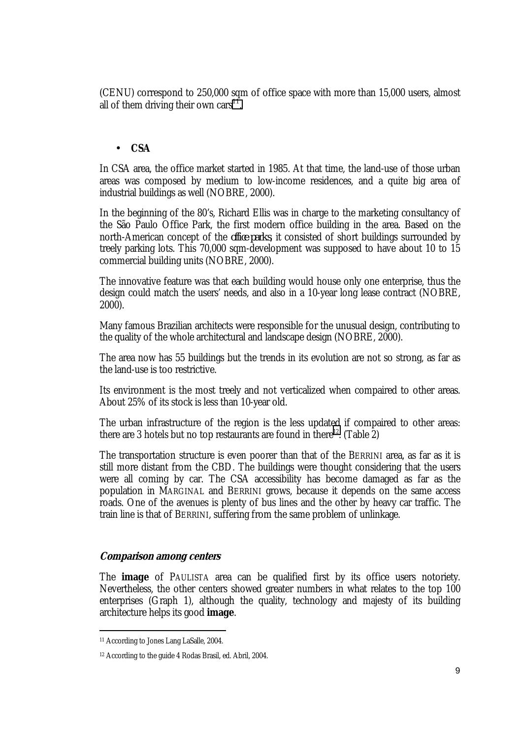(CENU) correspond to 250,000 sqm of office space with more than 15,000 users, almost all of them driving their own cars[11].

- **CSA**

In CSA area, the office market started in 1985. At that time, the land-use of those urban areas was composed by medium to low-income residences, and a quite big area of industrial buildings as well (NOBRE, 2000).

In the beginning of the 80's, Richard Ellis was in charge to the marketing consultancy of the São Paulo Office Park, the first modern office building in the area. Based on the north-American concept of the *office parks*, it consisted of short buildings surrounded by treely parking lots. This 70,000 sqm-development was supposed to have about 10 to 15 commercial building units (NOBRE, 2000).

The innovative feature was that each building would house only one enterprise, thus the design could match the users' needs, and also in a 10-year long lease contract (NOBRE, 2000).

Many famous Brazilian architects were responsible for the unusual design, contributing to the quality of the whole architectural and landscape design (NOBRE, 2000).

The area now has 55 buildings but the trends in its evolution are not so strong, as far as the land-use is too restrictive.

Its environment is the most treely and not verticalized when compaired to other areas. About 25% of its stock is less than 10-year old.

The urban infrastructure of the region is the less updated if compaired to other areas: there are 3 hotels but no top restaurants are found in there[12]. (Table 2)

The transportation structure is even poorer than that of the BERRINI area, as far as it is still more distant from the CBD. The buildings were thought considering that the users were all coming by car. The CSA accessibility has become damaged as far as the population in MARGINAL and BERRINI grows, because it depends on the same access roads. One of the avenues is plenty of bus lines and the other by heavy car traffic. The train line is that of BERRINI, suffering from the same problem of unlinkage.

### Comparison among centers

The **image** of PAULISTA area can be qualified first by its office users notoriety. Nevertheless, the other centers showed greater numbers in what relates to the top 100 enterprises (Graph 1), although the quality, technology and majesty of its building architecture helps its good **image**.

---

[11] According to Jones Lang LaSalle, 2004.

[12] According to the guide 4 Rodas Brasil, ed. Abril, 2004.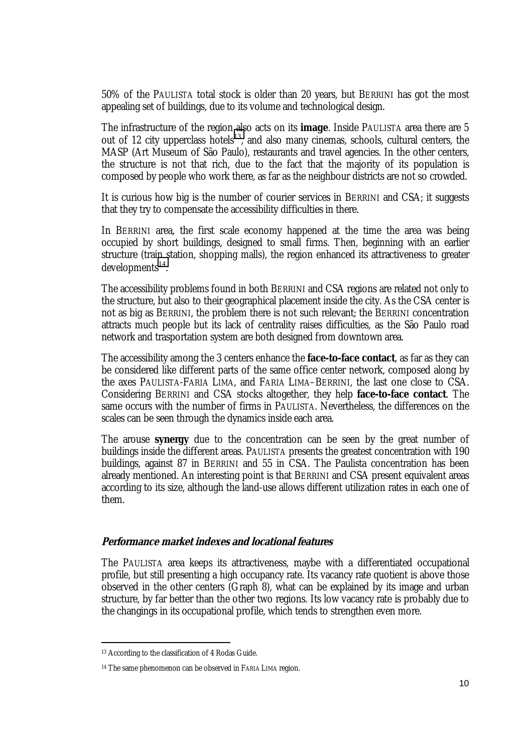50% of the PAULISTA total stock is older than 20 years, but BERRINI has got the most appealing set of buildings, due to its volume and technological design.

The infrastructure of the region also acts on its **image**. Inside PAULISTA area there are 5 out of 12 city upperclass hotels[13], and also many cinemas, schools, cultural centers, the MASP (Art Museum of São Paulo), restaurants and travel agencies. In the other centers, the structure is not that rich, due to the fact that the majority of its population is composed by people who work there, as far as the neighbour districts are not so crowded.

It is curious how big is the number of courier services in BERRINI and CSA; it suggests that they try to compensate the accessibility difficulties in there.

In BERRINI area, the first scale economy happened at the time the area was being occupied by short buildings, designed to small firms. Then, beginning with an earlier structure (train station, shopping malls), the region enhanced its attractiveness to greater developments[14].

The accessibility problems found in both BERRINI and CSA regions are related not only to the structure, but also to their geographical placement inside the city. As the CSA center is not as big as BERRINI, the problem there is not such relevant; the BERRINI concentration attracts much people but its lack of centrality raises difficulties, as the São Paulo road network and trasportation system are both designed from downtown area.

The accessibility among the 3 centers enhance the **face-to-face contact**, as far as they can be considered like different parts of the same office center network, composed along by the axes PAULISTA-FARIA LIMA, and FARIA LIMA–BERRINI, the last one close to CSA. Considering BERRINI and CSA stocks altogether, they help **face-to-face contact**. The same occurs with the number of firms in PAULISTA. Nevertheless, the differences on the scales can be seen through the dynamics inside each area.

The arouse **synergy** due to the concentration can be seen by the great number of buildings inside the different areas. PAULISTA presents the greatest concentration with 190 buildings, against 87 in BERRINI and 55 in CSA. The Paulista concentration has been already mentioned. An interesting point is that BERRINI and CSA present equivalent areas according to its size, although the land-use allows different utilization rates in each one of them.

### ***Performance market indexes and locational features***

The PAULISTA area keeps its attractiveness, maybe with a differentiated occupational profile, but still presenting a high occupancy rate. Its vacancy rate quotient is above those observed in the other centers (Graph 8), what can be explained by its image and urban structure, by far better than the other two regions. Its low vacancy rate is probably due to the changings in its occupational profile, which tends to strengthen even more.

---

[13] According to the classification of 4 Rodas Guide.

[14] The same phenomenon can be observed in FARIA LIMA region.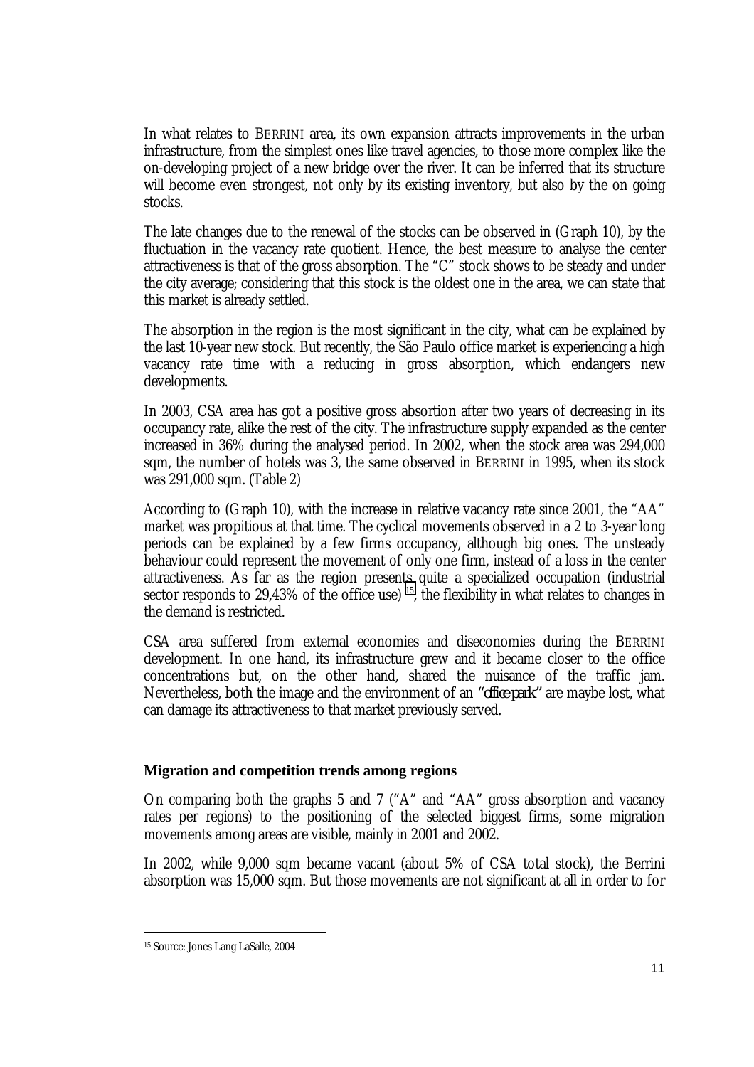In what relates to BERRINI area, its own expansion attracts improvements in the urban infrastructure, from the simplest ones like travel agencies, to those more complex like the on-developing project of a new bridge over the river. It can be inferred that its structure will become even strongest, not only by its existing inventory, but also by the on going stocks.

The late changes due to the renewal of the stocks can be observed in (Graph 10), by the fluctuation in the vacancy rate quotient. Hence, the best measure to analyse the center attractiveness is that of the gross absorption. The "C" stock shows to be steady and under the city average; considering that this stock is the oldest one in the area, we can state that this market is already settled.

The absorption in the region is the most significant in the city, what can be explained by the last 10-year new stock. But recently, the São Paulo office market is experiencing a high vacancy rate time with a reducing in gross absorption, which endangers new developments.

In 2003, CSA area has got a positive gross absortion after two years of decreasing in its occupancy rate, alike the rest of the city. The infrastructure supply expanded as the center increased in 36% during the analysed period. In 2002, when the stock area was 294,000 sqm, the number of hotels was 3, the same observed in BERRINI in 1995, when its stock was 291,000 sqm. (Table 2)

According to (Graph 10), with the increase in relative vacancy rate since 2001, the "AA" market was propitious at that time. The cyclical movements observed in a 2 to 3-year long periods can be explained by a few firms occupancy, although big ones. The unsteady behaviour could represent the movement of only one firm, instead of a loss in the center attractiveness. As far as the region presents quite a specialized occupation (industrial sector responds to 29,43% of the office use) [15], the flexibility in what relates to changes in the demand is restricted.

CSA area suffered from external economies and diseconomies during the BERRINI development. In one hand, its infrastructure grew and it became closer to the office concentrations but, on the other hand, shared the nuisance of the traffic jam. Nevertheless, both the image and the environment of an "*office park*" are maybe lost, what can damage its attractiveness to that market previously served.

### Migration and competition trends among regions

On comparing both the graphs 5 and 7 ("A" and "AA" gross absorption and vacancy rates per regions) to the positioning of the selected biggest firms, some migration movements among areas are visible, mainly in 2001 and 2002.

In 2002, while 9,000 sqm became vacant (about 5% of CSA total stock), the Berrini absorption was 15,000 sqm. But those movements are not significant at all in order to for

[15] Source: Jones Lang LaSalle, 2004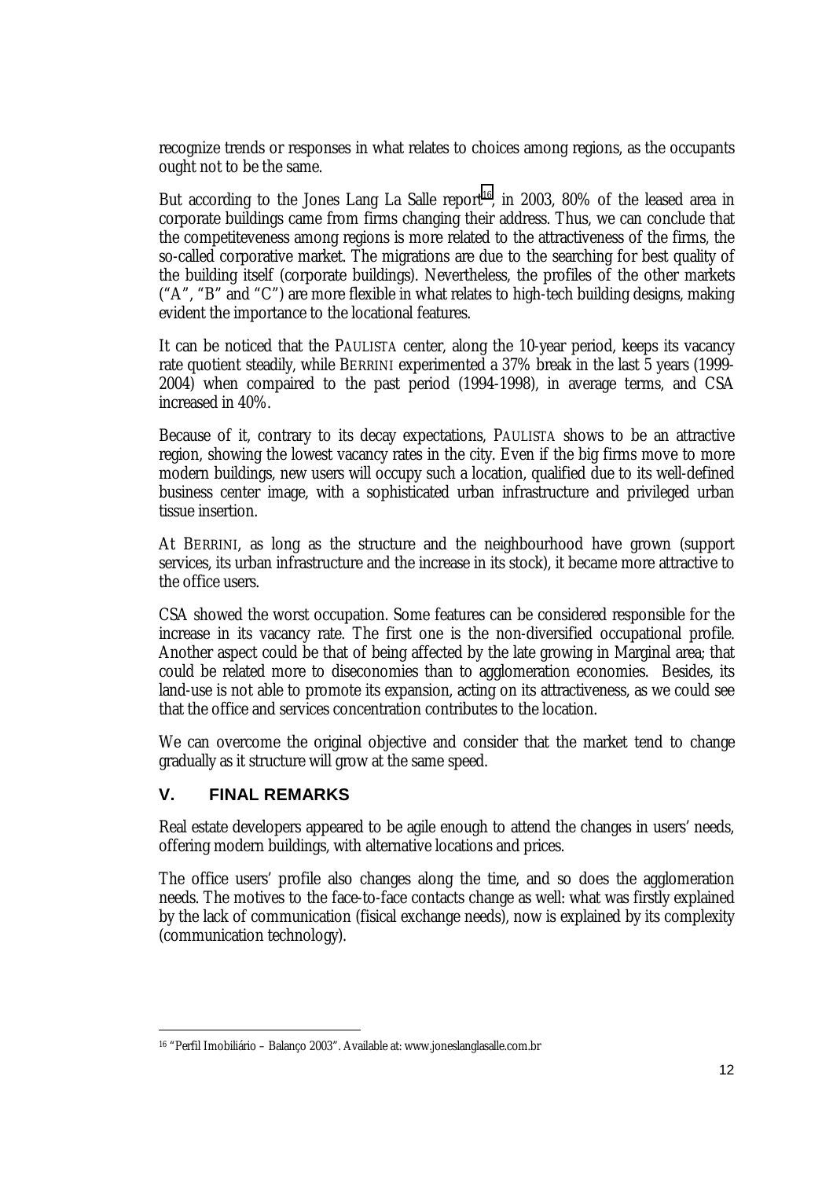recognize trends or responses in what relates to choices among regions, as the occupants ought not to be the same.

But according to the Jones Lang La Salle report[16], in 2003, 80% of the leased area in corporate buildings came from firms changing their address. Thus, we can conclude that the competiteveness among regions is more related to the attractiveness of the firms, the so-called corporative market. The migrations are due to the searching for best quality of the building itself (corporate buildings). Nevertheless, the profiles of the other markets ("A", "B" and "C") are more flexible in what relates to high-tech building designs, making evident the importance to the locational features.

It can be noticed that the PAULISTA center, along the 10-year period, keeps its vacancy rate quotient steadily, while BERRINI experimented a 37% break in the last 5 years (1999-2004) when compaired to the past period (1994-1998), in average terms, and CSA increased in 40%.

Because of it, contrary to its decay expectations, PAULISTA shows to be an attractive region, showing the lowest vacancy rates in the city. Even if the big firms move to more modern buildings, new users will occupy such a location, qualified due to its well-defined business center image, with a sophisticated urban infrastructure and privileged urban tissue insertion.

At BERRINI, as long as the structure and the neighbourhood have grown (support services, its urban infrastructure and the increase in its stock), it became more attractive to the office users.

CSA showed the worst occupation. Some features can be considered responsible for the increase in its vacancy rate. The first one is the non-diversified occupational profile. Another aspect could be that of being affected by the late growing in Marginal area; that could be related more to diseconomies than to agglomeration economies. Besides, its land-use is not able to promote its expansion, acting on its attractiveness, as we could see that the office and services concentration contributes to the location.

We can overcome the original objective and consider that the market tend to change gradually as it structure will grow at the same speed.

## V. FINAL REMARKS

Real estate developers appeared to be agile enough to attend the changes in users' needs, offering modern buildings, with alternative locations and prices.

The office users' profile also changes along the time, and so does the agglomeration needs. The motives to the face-to-face contacts change as well: what was firstly explained by the lack of communication (fisical exchange needs), now is explained by its complexity (communication technology).

[16] "Perfil Imobiliário – Balanço 2003". Available at: www.joneslanglasalle.com.br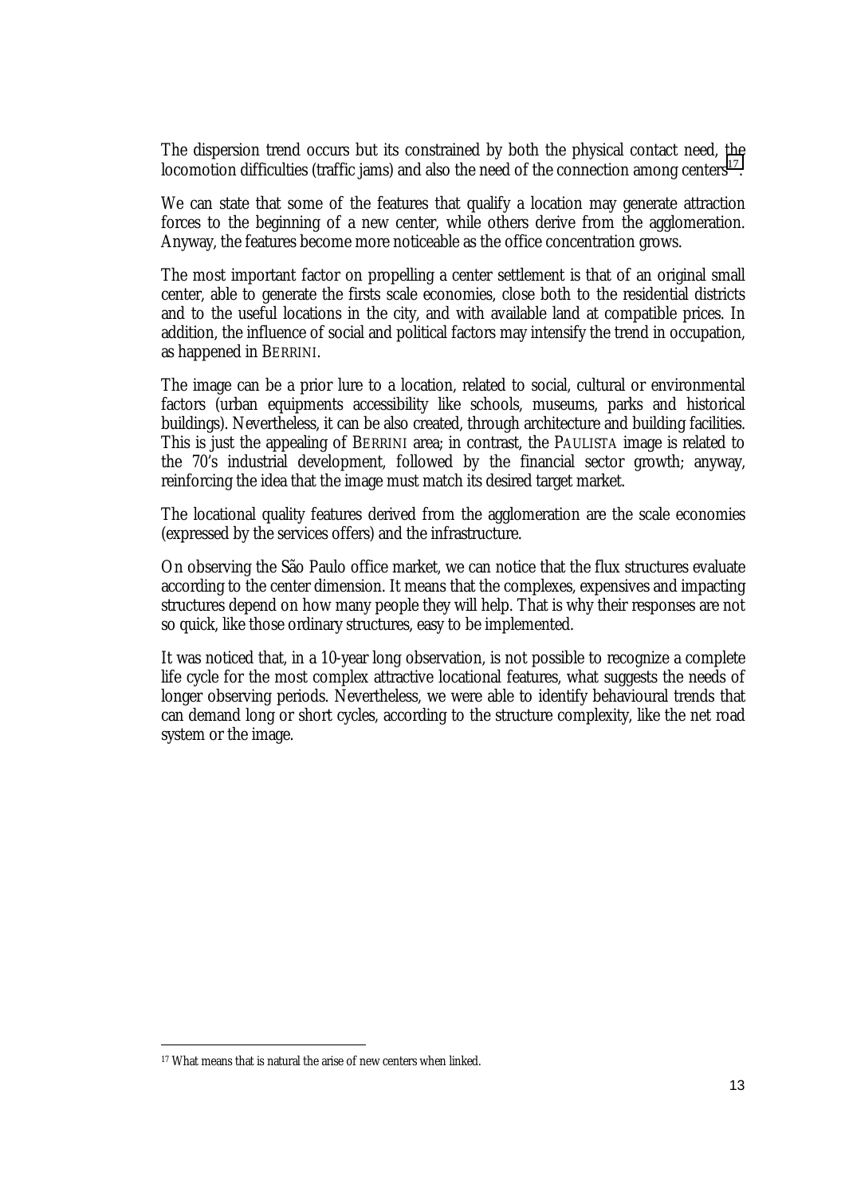The dispersion trend occurs but its constrained by both the physical contact need, the locomotion difficulties (traffic jams) and also the need of the connection among centers[17].

We can state that some of the features that qualify a location may generate attraction forces to the beginning of a new center, while others derive from the agglomeration. Anyway, the features become more noticeable as the office concentration grows.

The most important factor on propelling a center settlement is that of an original small center, able to generate the firsts scale economies, close both to the residential districts and to the useful locations in the city, and with available land at compatible prices. In addition, the influence of social and political factors may intensify the trend in occupation, as happened in BERRINI.

The image can be a prior lure to a location, related to social, cultural or environmental factors (urban equipments accessibility like schools, museums, parks and historical buildings). Nevertheless, it can be also created, through architecture and building facilities. This is just the appealing of BERRINI area; in contrast, the PAULISTA image is related to the 70's industrial development, followed by the financial sector growth; anyway, reinforcing the idea that the image must match its desired target market.

The locational quality features derived from the agglomeration are the scale economies (expressed by the services offers) and the infrastructure.

On observing the São Paulo office market, we can notice that the flux structures evaluate according to the center dimension. It means that the complexes, expensives and impacting structures depend on how many people they will help. That is why their responses are not so quick, like those ordinary structures, easy to be implemented.

It was noticed that, in a 10-year long observation, is not possible to recognize a complete life cycle for the most complex attractive locational features, what suggests the needs of longer observing periods. Nevertheless, we were able to identify behavioural trends that can demand long or short cycles, according to the structure complexity, like the net road system or the image.

---

[17] What means that is natural the arise of new centers when linked.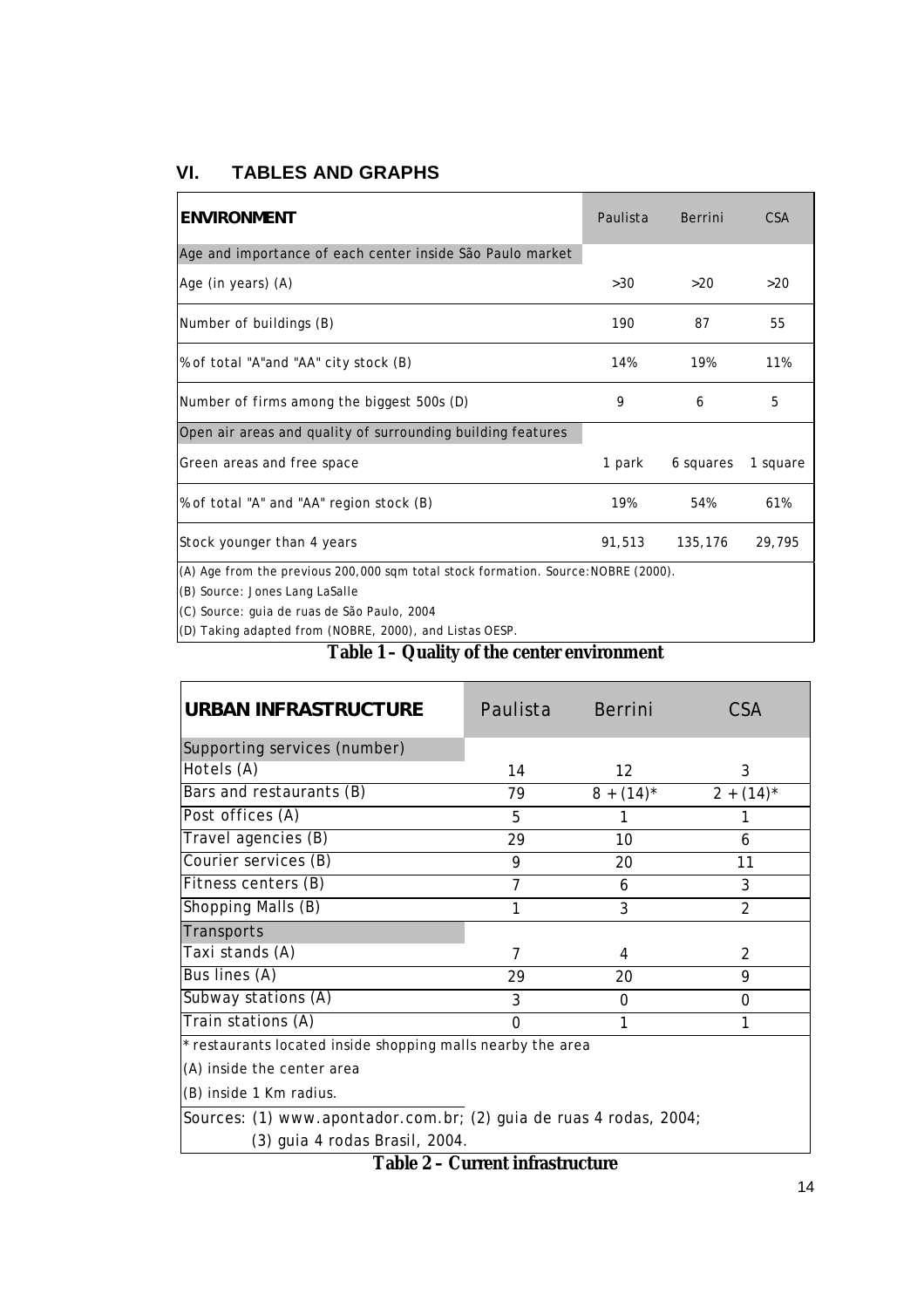## VI. TABLES AND GRAPHS

| ENVIRONMENT | Paulista | Berrini | CSA |
|---|---|---|---|
| Age and importance of each center inside São Paulo market | | | |
| Age (in years) (A) | >30 | >20 | >20 |
| Number of buildings (B) | 190 | 87 | 55 |
| % of total "A"and "AA" city stock (B) | 14% | 19% | 11% |
| Number of firms among the biggest 500s (D) | 9 | 6 | 5 |
| Open air areas and quality of surrounding building features | | | |
| Green areas and free space | 1 park | 6 squares | 1 square |
| % of total "A" and "AA" region stock (B) | 19% | 54% | 61% |
| Stock younger than 4 years | 91,513 | 135,176 | 29,795 |

(A) Age from the previous 200,000 sqm total stock formation. Source:NOBRE (2000).
(B) Source: Jones Lang LaSalle
(C) Source: guia de ruas de São Paulo, 2004
(D) Taking adapted from (NOBRE, 2000), and Listas OESP.

**Table 1 – Quality of the center environment**

| URBAN INFRASTRUCTURE | Paulista | Berrini | CSA |
|---|---|---|---|
| Supporting services (number) | | | |
| Hotels (A) | 14 | 12 | 3 |
| Bars and restaurants (B) | 79 | 8 + (14)* | 2 + (14)* |
| Post offices (A) | 5 | 1 | 1 |
| Travel agencies (B) | 29 | 10 | 6 |
| Courier services (B) | 9 | 20 | 11 |
| Fitness centers (B) | 7 | 6 | 3 |
| Shopping Malls (B) | 1 | 3 | 2 |
| Transports | | | |
| Taxi stands (A) | 7 | 4 | 2 |
| Bus lines (A) | 29 | 20 | 9 |
| Subway stations (A) | 3 | 0 | 0 |
| Train stations (A) | 0 | 1 | 1 |

* restaurants located inside shopping malls nearby the area
(A) inside the center area
(B) inside 1 Km radius.
Sources: (1) www.apontador.com.br; (2) guia de ruas 4 rodas, 2004;
(3) guia 4 rodas Brasil, 2004.

**Table 2 – Current infrastructure**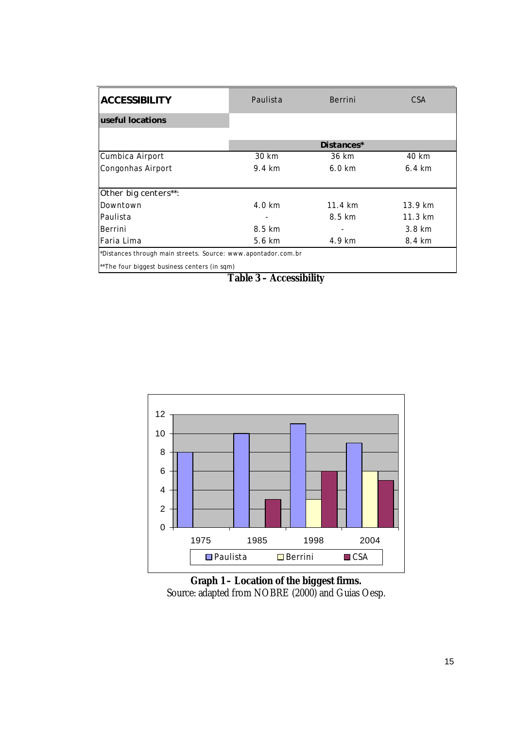| ACCESSIBILITY | Paulista | Berrini | CSA |
|---|---|---|---|
| **useful locations** | | | |
| | | **Distances*** | |
| Cumbica Airport | 30 km | 36 km | 40 km |
| Congonhas Airport | 9.4 km | 6.0 km | 6.4 km |
| | | | |
| Other big centers**: | | | |
| Downtown | 4.0 km | 11.4 km | 13.9 km |
| Paulista | - | 8.5 km | 11.3 km |
| Berrini | 8.5 km | - | 3.8 km |
| Faria Lima | 5.6 km | 4.9 km | 8.4 km |

*Distances through main streets. Source: www.apontador.com.br

**The four biggest business centers (in sqm)

**Table 3 – Accessibility**

**Graph 1 – Location of the biggest firms.**
Source: adapted from NOBRE (2000) and Guias Oesp.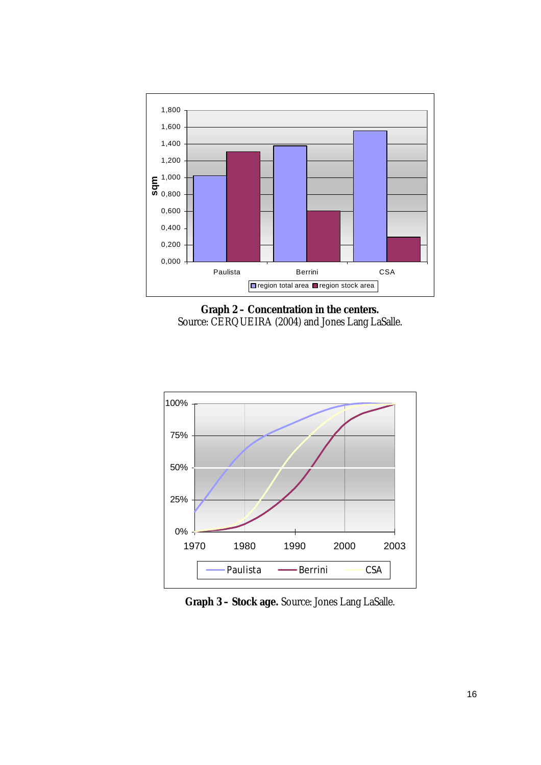**Graph 2 – Concentration in the centers.**
Source: CERQUEIRA (2004) and Jones Lang LaSalle.

**Graph 3 – Stock age.** Source: Jones Lang LaSalle.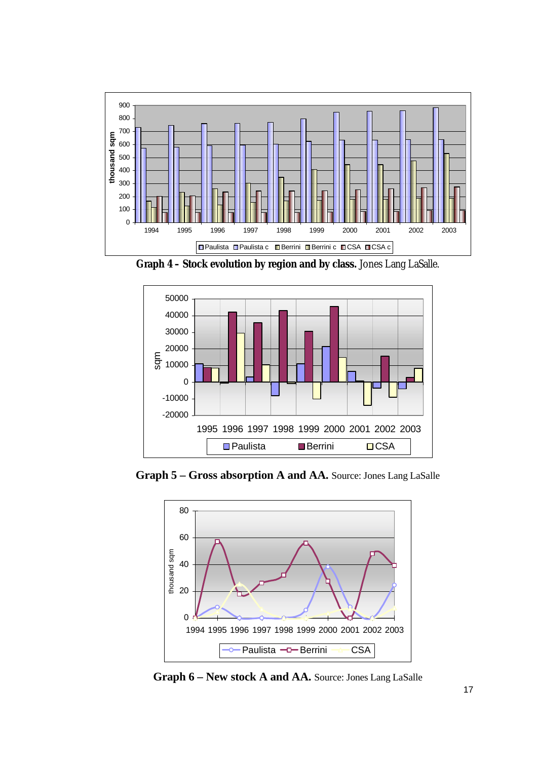**Graph 4 - Stock evolution by region and by class.** Jones Lang LaSalle.

**Graph 5 – Gross absorption A and AA.** Source: Jones Lang LaSalle

**Graph 6 – New stock A and AA.** Source: Jones Lang LaSalle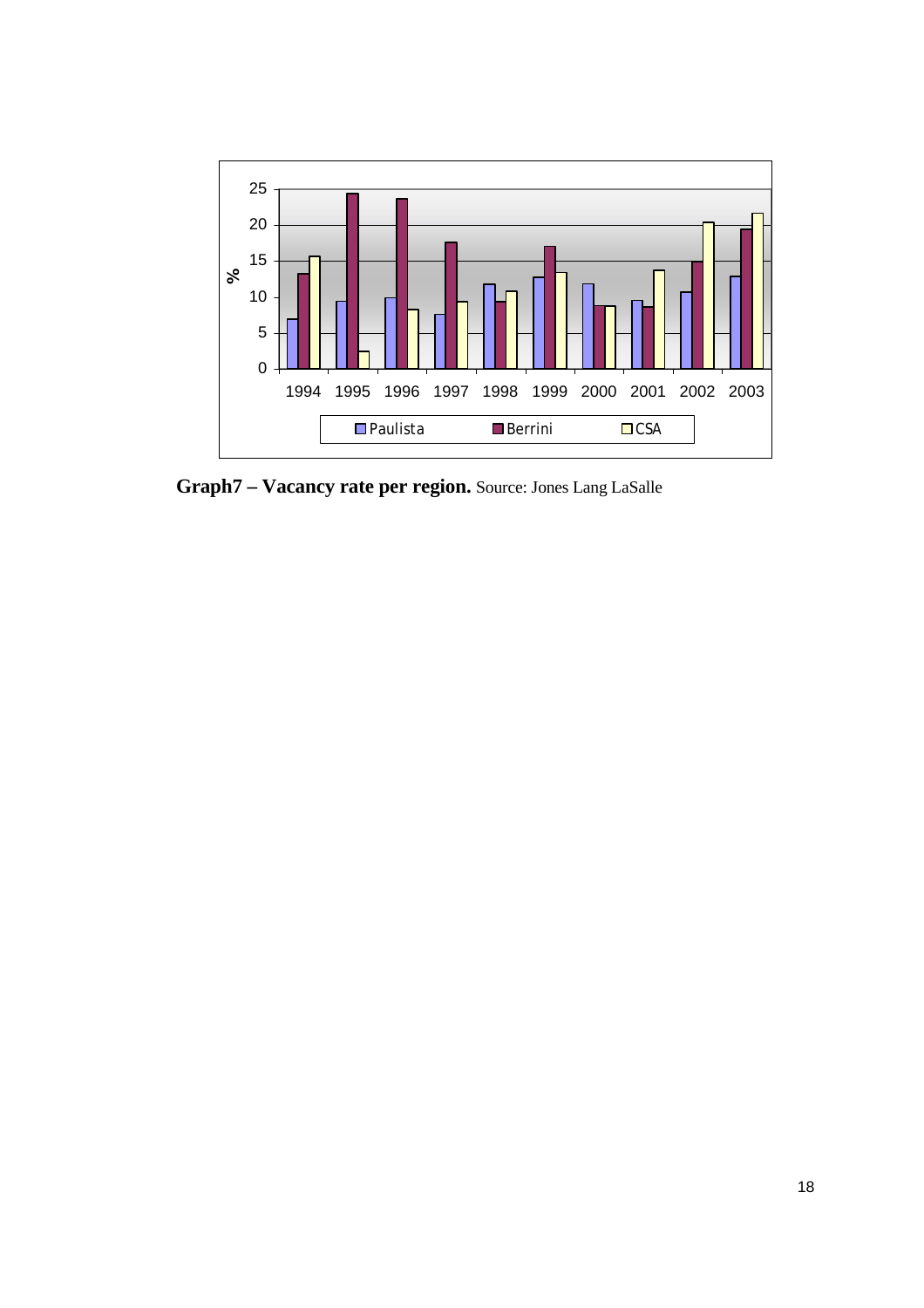**Graph7 – Vacancy rate per region.** Source: Jones Lang LaSalle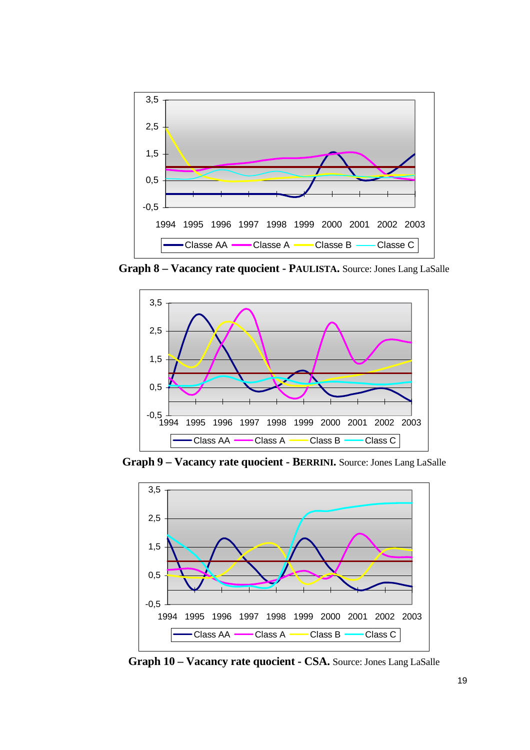**Graph 8 – Vacancy rate quocient - PAULISTA.** Source: Jones Lang LaSalle

**Graph 9 – Vacancy rate quocient - BERRINI.** Source: Jones Lang LaSalle

**Graph 10 – Vacancy rate quocient - CSA.** Source: Jones Lang LaSalle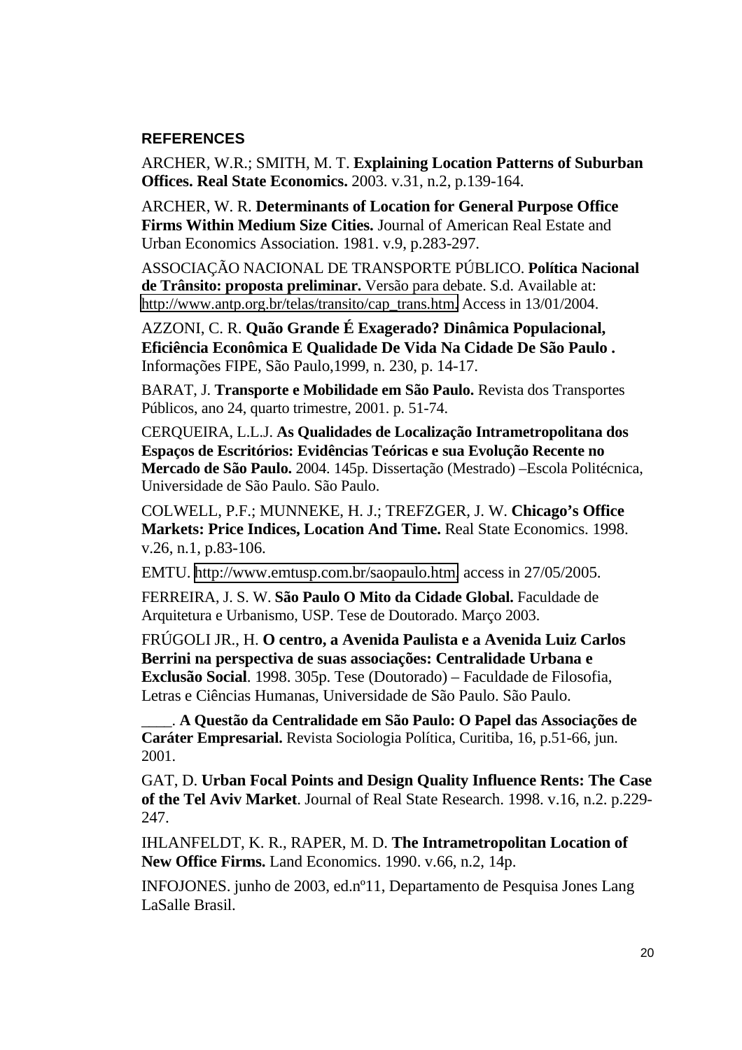## REFERENCES

ARCHER, W.R.; SMITH, M. T. **Explaining Location Patterns of Suburban Offices. Real State Economics.** 2003. v.31, n.2, p.139-164.

ARCHER, W. R. **Determinants of Location for General Purpose Office Firms Within Medium Size Cities.** Journal of American Real Estate and Urban Economics Association. 1981. v.9, p.283-297.

ASSOCIAÇÃO NACIONAL DE TRANSPORTE PÚBLICO. **Política Nacional de Trânsito: proposta preliminar.** Versão para debate. S.d. Available at: http://www.antp.org.br/telas/transito/cap_trans.htm. Access in 13/01/2004.

AZZONI, C. R. **Quão Grande É Exagerado? Dinâmica Populacional, Eficiência Econômica E Qualidade De Vida Na Cidade De São Paulo .** Informações FIPE, São Paulo,1999, n. 230, p. 14-17.

BARAT, J. **Transporte e Mobilidade em São Paulo.** Revista dos Transportes Públicos, ano 24, quarto trimestre, 2001. p. 51-74.

CERQUEIRA, L.L.J. **As Qualidades de Localização Intrametropolitana dos Espaços de Escritórios: Evidências Teóricas e sua Evolução Recente no Mercado de São Paulo.** 2004. 145p. Dissertação (Mestrado) –Escola Politécnica, Universidade de São Paulo. São Paulo.

COLWELL, P.F.; MUNNEKE, H. J.; TREFZGER, J. W. **Chicago's Office Markets: Price Indices, Location And Time.** Real State Economics. 1998. v.26, n.1, p.83-106.

EMTU. http://www.emtusp.com.br/saopaulo.htm, access in 27/05/2005.

FERREIRA, J. S. W. **São Paulo O Mito da Cidade Global.** Faculdade de Arquitetura e Urbanismo, USP. Tese de Doutorado. Março 2003.

FRÚGOLI JR., H. **O centro, a Avenida Paulista e a Avenida Luiz Carlos Berrini na perspectiva de suas associações: Centralidade Urbana e Exclusão Social**. 1998. 305p. Tese (Doutorado) – Faculdade de Filosofia, Letras e Ciências Humanas, Universidade de São Paulo. São Paulo.

____. **A Questão da Centralidade em São Paulo: O Papel das Associações de Caráter Empresarial.** Revista Sociologia Política, Curitiba, 16, p.51-66, jun. 2001.

GAT, D. **Urban Focal Points and Design Quality Influence Rents: The Case of the Tel Aviv Market**. Journal of Real State Research. 1998. v.16, n.2. p.229-247.

IHLANFELDT, K. R., RAPER, M. D. **The Intrametropolitan Location of New Office Firms.** Land Economics. 1990. v.66, n.2, 14p.

INFOJONES. junho de 2003, ed.nº11, Departamento de Pesquisa Jones Lang LaSalle Brasil.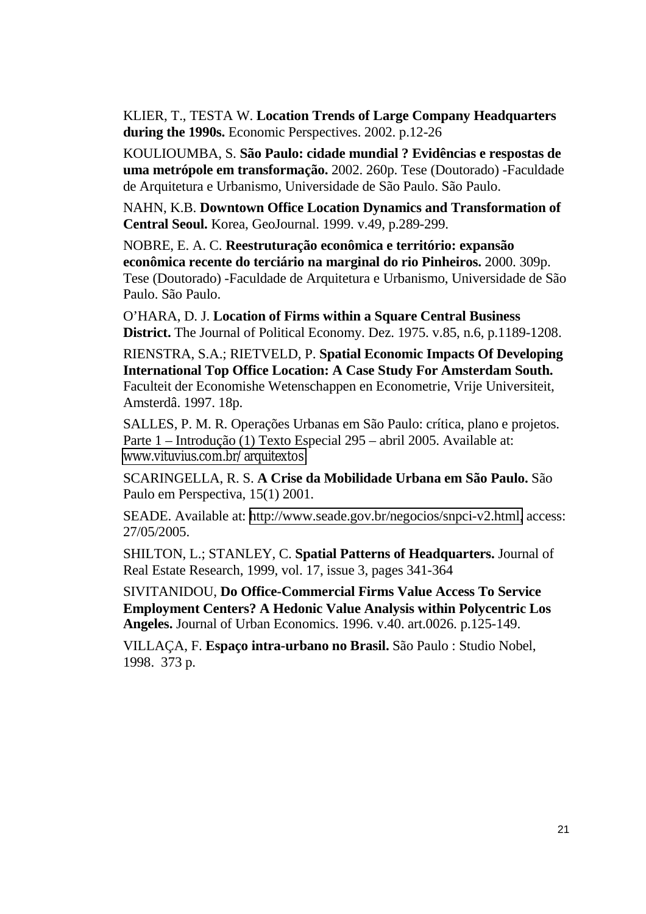KLIER, T., TESTA W. **Location Trends of Large Company Headquarters during the 1990s.** Economic Perspectives. 2002. p.12-26

KOULIOUMBA, S. **São Paulo: cidade mundial ? Evidências e respostas de uma metrópole em transformação.** 2002. 260p. Tese (Doutorado) -Faculdade de Arquitetura e Urbanismo, Universidade de São Paulo. São Paulo.

NAHN, K.B. **Downtown Office Location Dynamics and Transformation of Central Seoul.** Korea, GeoJournal. 1999. v.49, p.289-299.

NOBRE, E. A. C. **Reestruturação econômica e território: expansão econômica recente do terciário na marginal do rio Pinheiros.** 2000. 309p. Tese (Doutorado) -Faculdade de Arquitetura e Urbanismo, Universidade de São Paulo. São Paulo.

O'HARA, D. J. **Location of Firms within a Square Central Business District.** The Journal of Political Economy. Dez. 1975. v.85, n.6, p.1189-1208.

RIENSTRA, S.A.; RIETVELD, P. **Spatial Economic Impacts Of Developing International Top Office Location: A Case Study For Amsterdam South.** Faculteit der Economishe Wetenschappen en Econometrie, Vrije Universiteit, Amsterdâ. 1997. 18p.

SALLES, P. M. R. Operações Urbanas em São Paulo: crítica, plano e projetos. Parte 1 – Introdução (1) Texto Especial 295 – abril 2005. Available at: www.vituvius.com.br/arquitextos

SCARINGELLA, R. S. **A Crise da Mobilidade Urbana em São Paulo.** São Paulo em Perspectiva, 15(1) 2001.

SEADE. Available at: http://www.seade.gov.br/negocios/snpci-v2.html, access: 27/05/2005.

SHILTON, L.; STANLEY, C. **Spatial Patterns of Headquarters.** Journal of Real Estate Research, 1999, vol. 17, issue 3, pages 341-364

SIVITANIDOU, **Do Office-Commercial Firms Value Access To Service Employment Centers? A Hedonic Value Analysis within Polycentric Los Angeles.** Journal of Urban Economics. 1996. v.40. art.0026. p.125-149.

VILLAÇA, F. **Espaço intra-urbano no Brasil.** São Paulo : Studio Nobel, 1998. 373 p.